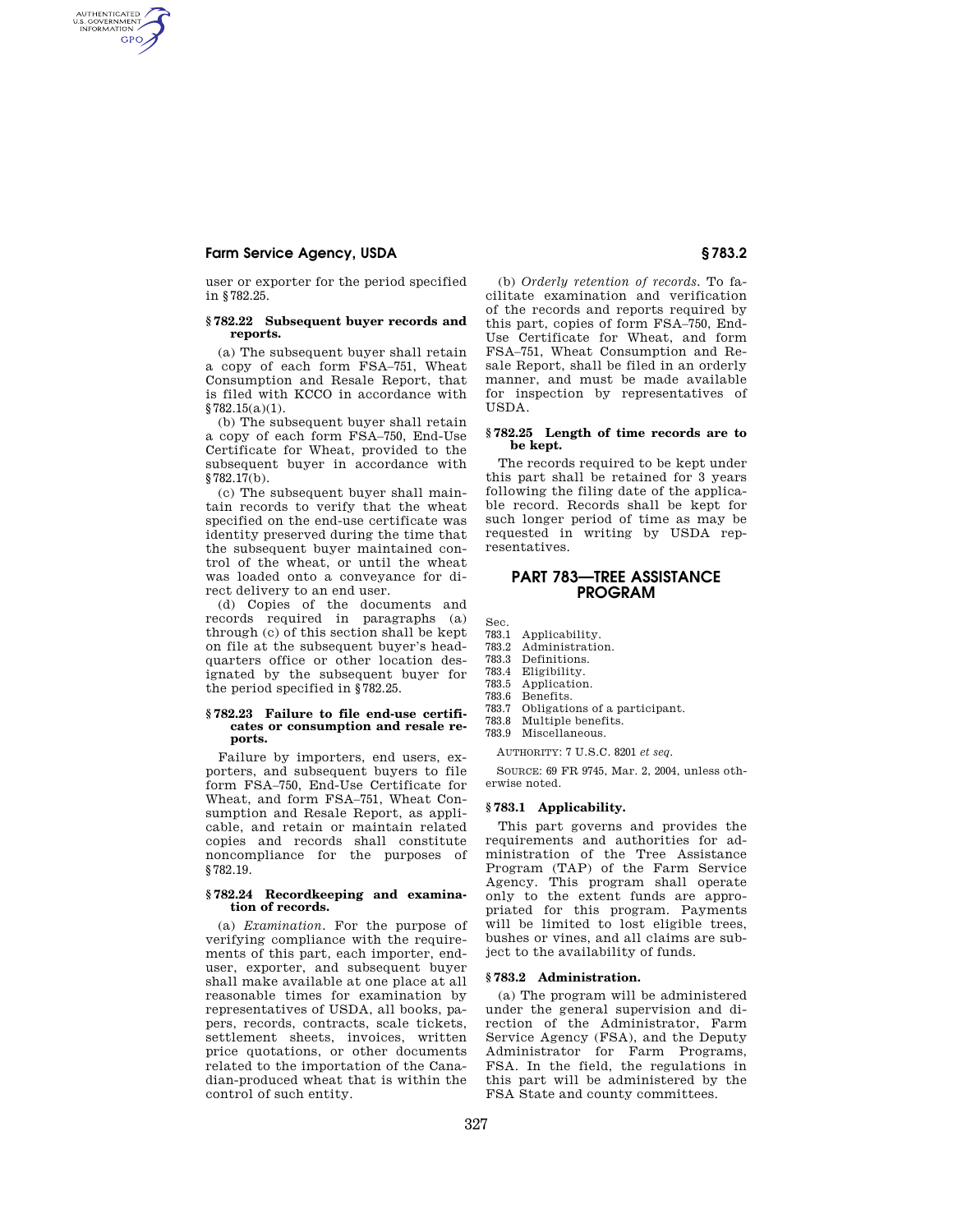user or exporter for the period specified in §782.25.

### § 782.22 Subsequent buyer records and reports.

(a) The subsequent buyer shall retain a copy of each form FSA–751, Wheat Consumption and Resale Report, that is filed with KCCO in accordance with §782.15(a)(1).

(b) The subsequent buyer shall retain a copy of each form FSA–750, End-Use Certificate for Wheat, provided to the subsequent buyer in accordance with §782.17(b).

(c) The subsequent buyer shall maintain records to verify that the wheat specified on the end-use certificate was identity preserved during the time that the subsequent buyer maintained control of the wheat, or until the wheat was loaded onto a conveyance for direct delivery to an end user.

(d) Copies of the documents and records required in paragraphs (a) through (c) of this section shall be kept on file at the subsequent buyer's headquarters office or other location designated by the subsequent buyer for the period specified in §782.25.

### § 782.23 Failure to file end-use certificates or consumption and resale reports.

Failure by importers, end users, exporters, and subsequent buyers to file form FSA–750, End-Use Certificate for Wheat, and form FSA–751, Wheat Consumption and Resale Report, as applicable, and retain or maintain related copies and records shall constitute noncompliance for the purposes of §782.19.

### § 782.24 Recordkeeping and examination of records.

(a) *Examination.* For the purpose of verifying compliance with the requirements of this part, each importer, end-user, exporter, and subsequent buyer shall make available at one place at all reasonable times for examination by representatives of USDA, all books, papers, records, contracts, scale tickets, settlement sheets, invoices, written price quotations, or other documents related to the importation of the Canadian-produced wheat that is within the control of such entity.

(b) *Orderly retention of records.* To facilitate examination and verification of the records and reports required by this part, copies of form FSA–750, End-Use Certificate for Wheat, and form FSA–751, Wheat Consumption and Resale Report, shall be filed in an orderly manner, and must be made available for inspection by representatives of USDA.

### § 782.25 Length of time records are to be kept.

The records required to be kept under this part shall be retained for 3 years following the filing date of the applicable record. Records shall be kept for such longer period of time as may be requested in writing by USDA representatives.

## PART 783—TREE ASSISTANCE PROGRAM

Sec.
783.1 Applicability.
783.2 Administration.
783.3 Definitions.
783.4 Eligibility.
783.5 Application.
783.6 Benefits.
783.7 Obligations of a participant.
783.8 Multiple benefits.
783.9 Miscellaneous.

AUTHORITY: 7 U.S.C. 8201 *et seq.*

SOURCE: 69 FR 9745, Mar. 2, 2004, unless otherwise noted.

### § 783.1 Applicability.

This part governs and provides the requirements and authorities for administration of the Tree Assistance Program (TAP) of the Farm Service Agency. This program shall operate only to the extent funds are appropriated for this program. Payments will be limited to lost eligible trees, bushes or vines, and all claims are subject to the availability of funds.

### § 783.2 Administration.

(a) The program will be administered under the general supervision and direction of the Administrator, Farm Service Agency (FSA), and the Deputy Administrator for Farm Programs, FSA. In the field, the regulations in this part will be administered by the FSA State and county committees.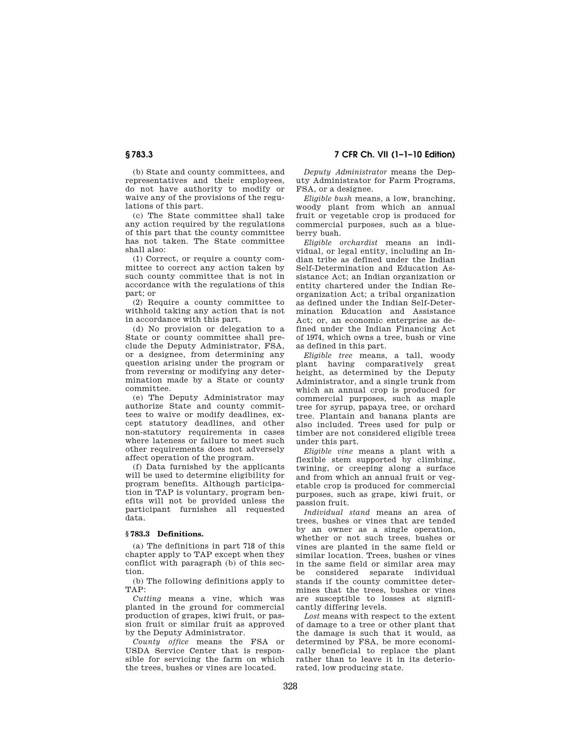(b) State and county committees, and representatives and their employees, do not have authority to modify or waive any of the provisions of the regulations of this part.

(c) The State committee shall take any action required by the regulations of this part that the county committee has not taken. The State committee shall also:

(1) Correct, or require a county committee to correct any action taken by such county committee that is not in accordance with the regulations of this part; or

(2) Require a county committee to withhold taking any action that is not in accordance with this part.

(d) No provision or delegation to a State or county committee shall preclude the Deputy Administrator, FSA, or a designee, from determining any question arising under the program or from reversing or modifying any determination made by a State or county committee.

(e) The Deputy Administrator may authorize State and county committees to waive or modify deadlines, except statutory deadlines, and other non-statutory requirements in cases where lateness or failure to meet such other requirements does not adversely affect operation of the program.

(f) Data furnished by the applicants will be used to determine eligibility for program benefits. Although participation in TAP is voluntary, program benefits will not be provided unless the participant furnishes all requested data.

### § 783.3 Definitions.

(a) The definitions in part 718 of this chapter apply to TAP except when they conflict with paragraph (b) of this section.

(b) The following definitions apply to TAP:

*Cutting* means a vine, which was planted in the ground for commercial production of grapes, kiwi fruit, or passion fruit or similar fruit as approved by the Deputy Administrator.

*County office* means the FSA or USDA Service Center that is responsible for servicing the farm on which the trees, bushes or vines are located.

*Deputy Administrator* means the Deputy Administrator for Farm Programs, FSA, or a designee.

*Eligible bush* means, a low, branching, woody plant from which an annual fruit or vegetable crop is produced for commercial purposes, such as a blueberry bush.

*Eligible orchardist* means an individual, or legal entity, including an Indian tribe as defined under the Indian Self-Determination and Education Assistance Act; an Indian organization or entity chartered under the Indian Reorganization Act; a tribal organization as defined under the Indian Self-Determination Education and Assistance Act; or, an economic enterprise as defined under the Indian Financing Act of 1974, which owns a tree, bush or vine as defined in this part.

*Eligible tree* means, a tall, woody plant having comparatively great height, as determined by the Deputy Administrator, and a single trunk from which an annual crop is produced for commercial purposes, such as maple tree for syrup, papaya tree, or orchard tree. Plantain and banana plants are also included. Trees used for pulp or timber are not considered eligible trees under this part.

*Eligible vine* means a plant with a flexible stem supported by climbing, twining, or creeping along a surface and from which an annual fruit or vegetable crop is produced for commercial purposes, such as grape, kiwi fruit, or passion fruit.

*Individual stand* means an area of trees, bushes or vines that are tended by an owner as a single operation, whether or not such trees, bushes or vines are planted in the same field or similar location. Trees, bushes or vines in the same field or similar area may be considered separate individual stands if the county committee determines that the trees, bushes or vines are susceptible to losses at significantly differing levels.

*Lost* means with respect to the extent of damage to a tree or other plant that the damage is such that it would, as determined by FSA, be more economically beneficial to replace the plant rather than to leave it in its deteriorated, low producing state.